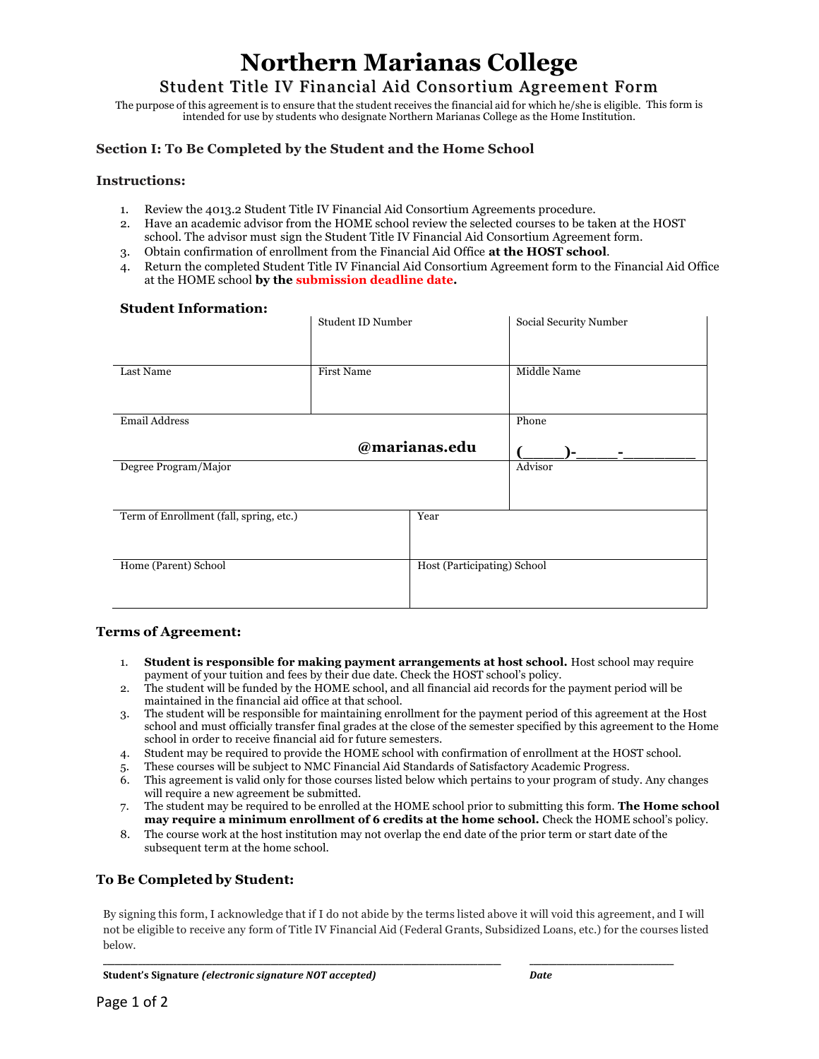# Northern Marianas College

## Student Title IV Financial Aid Consortium Agreement Form

The purpose of this agreement is to ensure that the student receives the financial aid for which he/she is eligible. This form is intended for use by students who designate Northern Marianas College as the Home Institution.

### Section I: To Be Completed by the Student and the Home School

### Instructions:

1. Review the 4013.2 Student Title IV Financial Aid Consortium Agreements procedure.
2. Have an academic advisor from the HOME school review the selected courses to be taken at the HOST school. The advisor must sign the Student Title IV Financial Aid Consortium Agreement form.
3. Obtain confirmation of enrollment from the Financial Aid Office **at the HOST school**.
4. Return the completed Student Title IV Financial Aid Consortium Agreement form to the Financial Aid Office at the HOME school **by the submission deadline date.**

### Student Information:

| | Student ID Number | Social Security Number |
|---|---|---|
| Last Name | First Name | Middle Name |
| Email Address **@marianas.edu** | | Phone **(_____)-_____-________** |
| Degree Program/Major | | Advisor |

| Term of Enrollment (fall, spring, etc.) | Year |
|---|---|
| Home (Parent) School | Host (Participating) School |

### Terms of Agreement:

1. **Student is responsible for making payment arrangements at host school.** Host school may require payment of your tuition and fees by their due date. Check the HOST school's policy.
2. The student will be funded by the HOME school, and all financial aid records for the payment period will be maintained in the financial aid office at that school.
3. The student will be responsible for maintaining enrollment for the payment period of this agreement at the Host school and must officially transfer final grades at the close of the semester specified by this agreement to the Home school in order to receive financial aid for future semesters.
4. Student may be required to provide the HOME school with confirmation of enrollment at the HOST school.
5. These courses will be subject to NMC Financial Aid Standards of Satisfactory Academic Progress.
6. This agreement is valid only for those courses listed below which pertains to your program of study. Any changes will require a new agreement be submitted.
7. The student may be required to be enrolled at the HOME school prior to submitting this form. **The Home school may require a minimum enrollment of 6 credits at the home school.** Check the HOME school's policy.
8. The course work at the host institution may not overlap the end date of the prior term or start date of the subsequent term at the home school.

### To Be Completed by Student:

By signing this form, I acknowledge that if I do not abide by the terms listed above it will void this agreement, and I will not be eligible to receive any form of Title IV Financial Aid (Federal Grants, Subsidized Loans, etc.) for the courses listed below.

_______________________________________________ &nbsp;&nbsp;&nbsp; ____________________

**Student's Signature *(electronic signature NOT accepted)*** &nbsp;&nbsp;&nbsp; ***Date***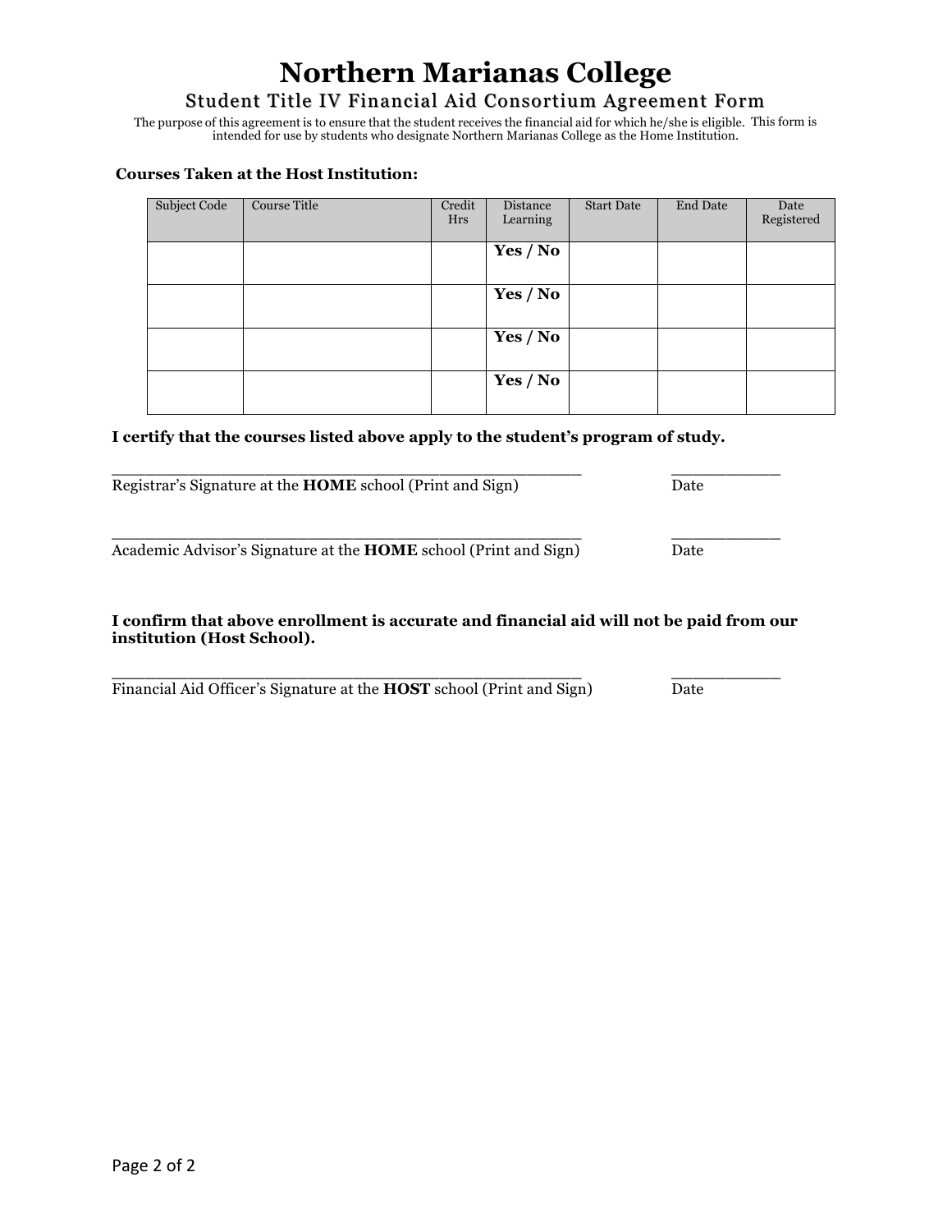# Northern Marianas College

## Student Title IV Financial Aid Consortium Agreement Form

The purpose of this agreement is to ensure that the student receives the financial aid for which he/she is eligible. This form is intended for use by students who designate Northern Marianas College as the Home Institution.

**Courses Taken at the Host Institution:**

| Subject Code | Course Title | Credit Hrs | Distance Learning | Start Date | End Date | Date Registered |
|---|---|---|---|---|---|---|
| | | | **Yes / No** | | | |
| | | | **Yes / No** | | | |
| | | | **Yes / No** | | | |
| | | | **Yes / No** | | | |

**I certify that the courses listed above apply to the student's program of study.**

_____________________________________________ ___________
Registrar's Signature at the **HOME** school (Print and Sign) Date

_____________________________________________ ___________
Academic Advisor's Signature at the **HOME** school (Print and Sign) Date

**I confirm that above enrollment is accurate and financial aid will not be paid from our institution (Host School).**

_____________________________________________ ___________
Financial Aid Officer's Signature at the **HOST** school (Print and Sign) Date